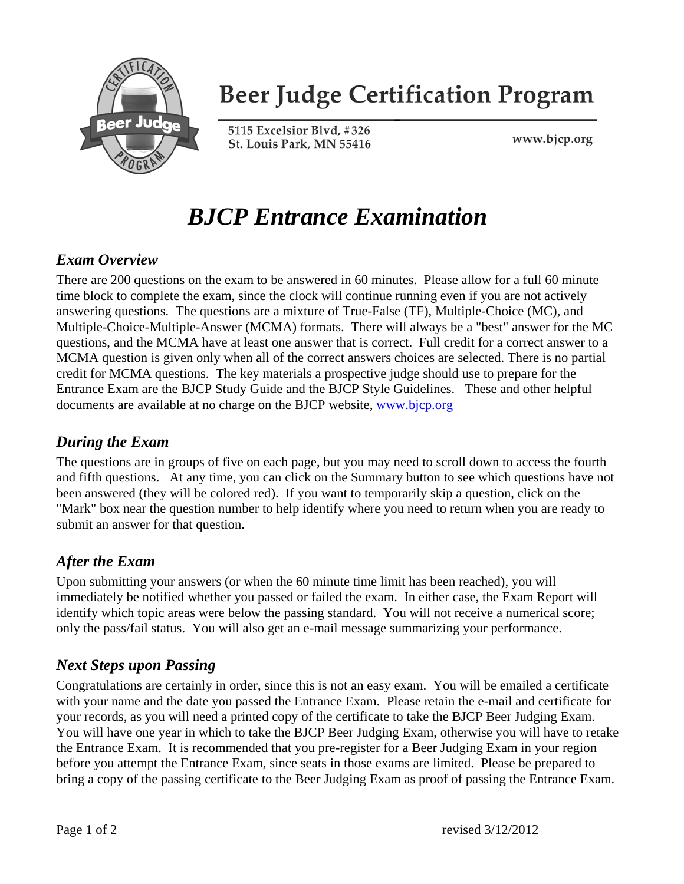# Beer Judge Certification Program

5115 Excelsior Blvd, #326
St. Louis Park, MN 55416

www.bjcp.org

# *BJCP Entrance Examination*

## *Exam Overview*

There are 200 questions on the exam to be answered in 60 minutes. Please allow for a full 60 minute time block to complete the exam, since the clock will continue running even if you are not actively answering questions. The questions are a mixture of True-False (TF), Multiple-Choice (MC), and Multiple-Choice-Multiple-Answer (MCMA) formats. There will always be a "best" answer for the MC questions, and the MCMA have at least one answer that is correct. Full credit for a correct answer to a MCMA question is given only when all of the correct answers choices are selected. There is no partial credit for MCMA questions. The key materials a prospective judge should use to prepare for the Entrance Exam are the BJCP Study Guide and the BJCP Style Guidelines. These and other helpful documents are available at no charge on the BJCP website, [www.bjcp.org](http://www.bjcp.org)

## *During the Exam*

The questions are in groups of five on each page, but you may need to scroll down to access the fourth and fifth questions. At any time, you can click on the Summary button to see which questions have not been answered (they will be colored red). If you want to temporarily skip a question, click on the "Mark" box near the question number to help identify where you need to return when you are ready to submit an answer for that question.

## *After the Exam*

Upon submitting your answers (or when the 60 minute time limit has been reached), you will immediately be notified whether you passed or failed the exam. In either case, the Exam Report will identify which topic areas were below the passing standard. You will not receive a numerical score; only the pass/fail status. You will also get an e-mail message summarizing your performance.

## *Next Steps upon Passing*

Congratulations are certainly in order, since this is not an easy exam. You will be emailed a certificate with your name and the date you passed the Entrance Exam. Please retain the e-mail and certificate for your records, as you will need a printed copy of the certificate to take the BJCP Beer Judging Exam. You will have one year in which to take the BJCP Beer Judging Exam, otherwise you will have to retake the Entrance Exam. It is recommended that you pre-register for a Beer Judging Exam in your region before you attempt the Entrance Exam, since seats in those exams are limited. Please be prepared to bring a copy of the passing certificate to the Beer Judging Exam as proof of passing the Entrance Exam.

revised 3/12/2012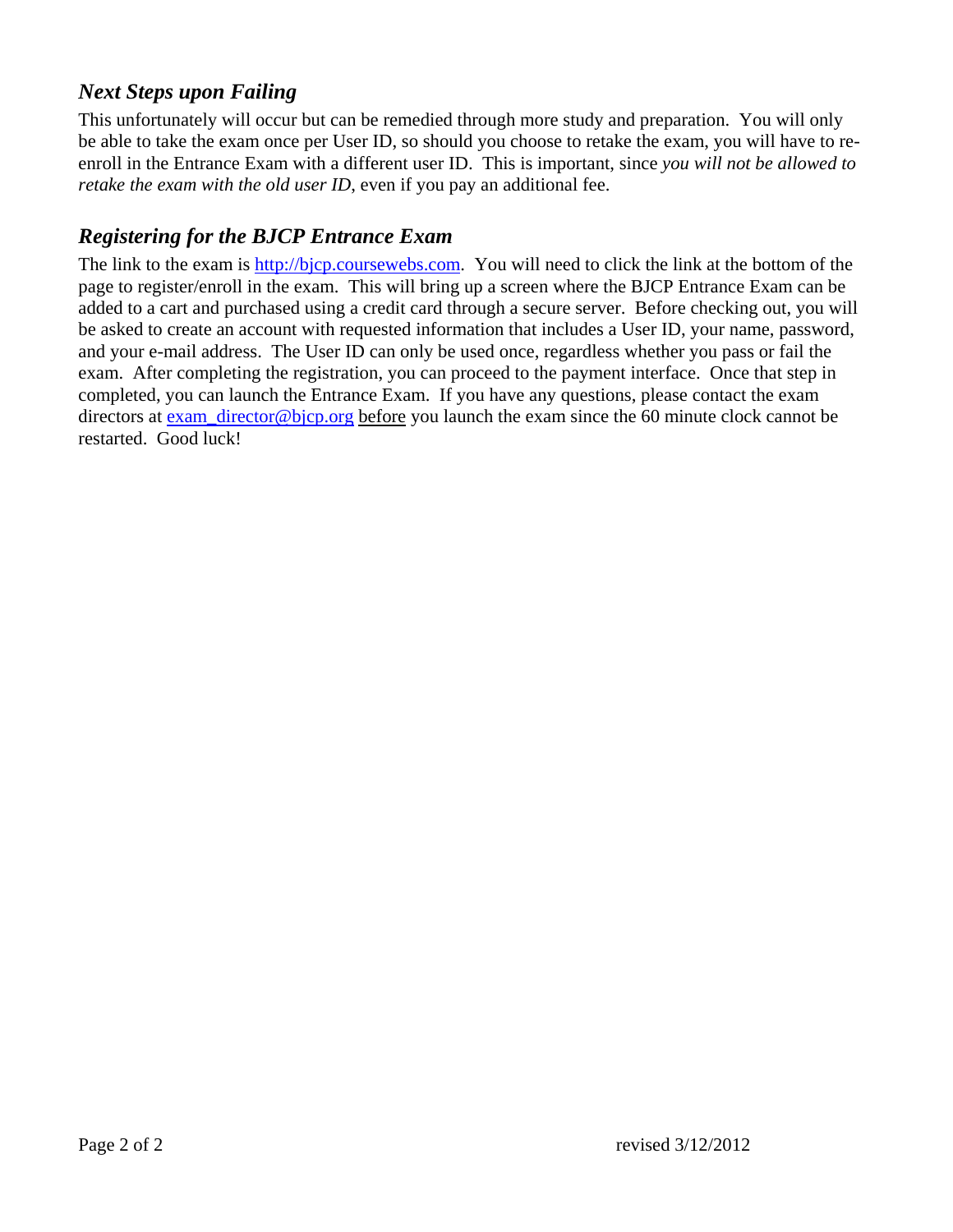## *Next Steps upon Failing*

This unfortunately will occur but can be remedied through more study and preparation. You will only be able to take the exam once per User ID, so should you choose to retake the exam, you will have to re-enroll in the Entrance Exam with a different user ID. This is important, since *you will not be allowed to retake the exam with the old user ID*, even if you pay an additional fee.

## *Registering for the BJCP Entrance Exam*

The link to the exam is http://bjcp.coursewebs.com. You will need to click the link at the bottom of the page to register/enroll in the exam. This will bring up a screen where the BJCP Entrance Exam can be added to a cart and purchased using a credit card through a secure server. Before checking out, you will be asked to create an account with requested information that includes a User ID, your name, password, and your e-mail address. The User ID can only be used once, regardless whether you pass or fail the exam. After completing the registration, you can proceed to the payment interface. Once that step in completed, you can launch the Entrance Exam. If you have any questions, please contact the exam directors at exam_director@bjcp.org <u>before</u> you launch the exam since the 60 minute clock cannot be restarted. Good luck!

revised 3/12/2012